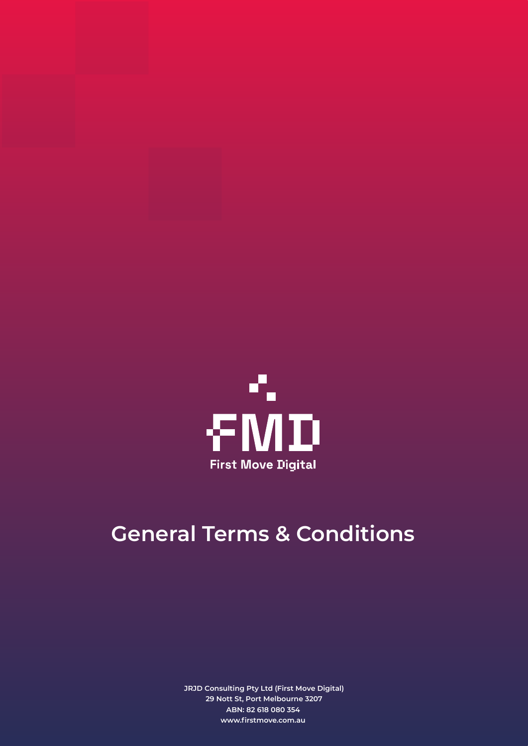FMD

First Move Digital

# General Terms & Conditions

**JRJD Consulting Pty Ltd (First Move Digital)**
**29 Nott St, Port Melbourne 3207**
**ABN: 82 618 080 354**
**www.firstmove.com.au**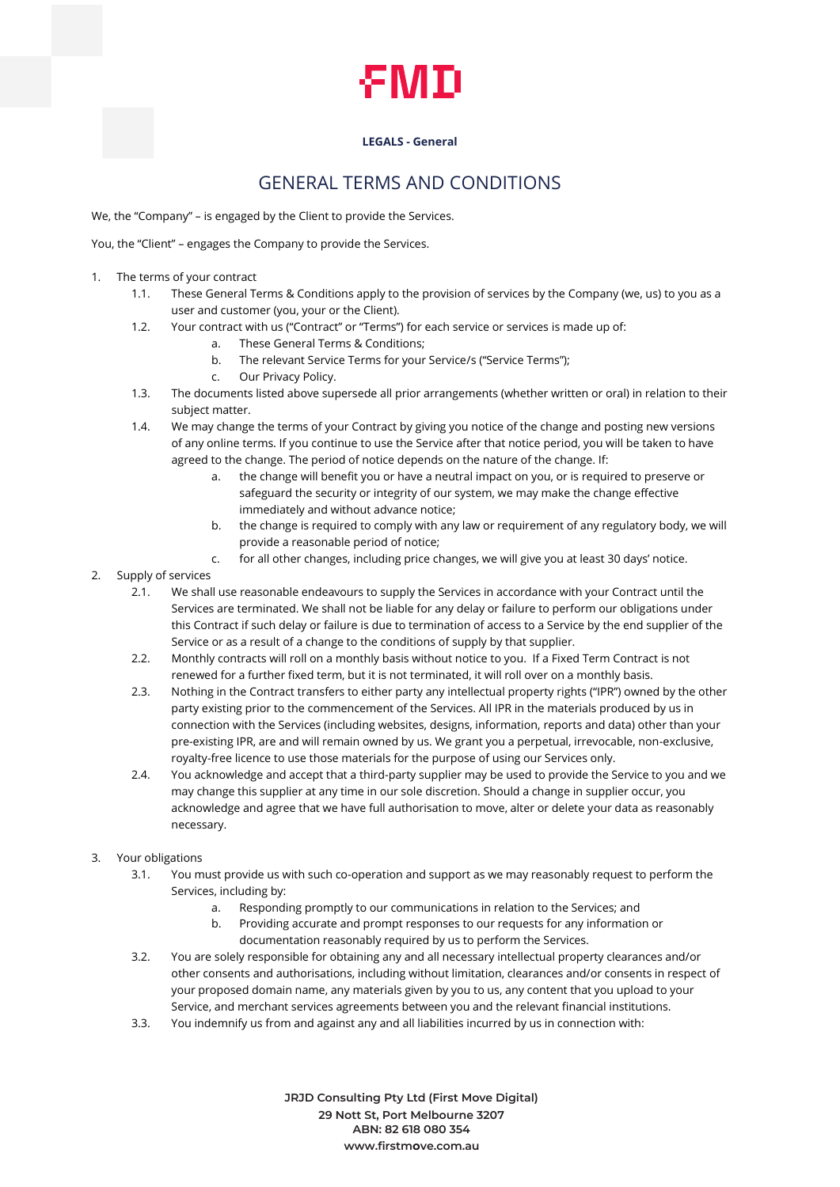**LEGALS - General**

# GENERAL TERMS AND CONDITIONS

We, the "Company" – is engaged by the Client to provide the Services.

You, the "Client" – engages the Company to provide the Services.

1. The terms of your contract
   - 1.1. These General Terms & Conditions apply to the provision of services by the Company (we, us) to you as a user and customer (you, your or the Client).
   - 1.2. Your contract with us ("Contract" or "Terms") for each service or services is made up of:
     - a. These General Terms & Conditions;
     - b. The relevant Service Terms for your Service/s ("Service Terms");
     - c. Our Privacy Policy.
   - 1.3. The documents listed above supersede all prior arrangements (whether written or oral) in relation to their subject matter.
   - 1.4. We may change the terms of your Contract by giving you notice of the change and posting new versions of any online terms. If you continue to use the Service after that notice period, you will be taken to have agreed to the change. The period of notice depends on the nature of the change. If:
     - a. the change will benefit you or have a neutral impact on you, or is required to preserve or safeguard the security or integrity of our system, we may make the change effective immediately and without advance notice;
     - b. the change is required to comply with any law or requirement of any regulatory body, we will provide a reasonable period of notice;
     - c. for all other changes, including price changes, we will give you at least 30 days' notice.
2. Supply of services
   - 2.1. We shall use reasonable endeavours to supply the Services in accordance with your Contract until the Services are terminated. We shall not be liable for any delay or failure to perform our obligations under this Contract if such delay or failure is due to termination of access to a Service by the end supplier of the Service or as a result of a change to the conditions of supply by that supplier.
   - 2.2. Monthly contracts will roll on a monthly basis without notice to you. If a Fixed Term Contract is not renewed for a further fixed term, but it is not terminated, it will roll over on a monthly basis.
   - 2.3. Nothing in the Contract transfers to either party any intellectual property rights ("IPR") owned by the other party existing prior to the commencement of the Services. All IPR in the materials produced by us in connection with the Services (including websites, designs, information, reports and data) other than your pre-existing IPR, are and will remain owned by us. We grant you a perpetual, irrevocable, non-exclusive, royalty-free licence to use those materials for the purpose of using our Services only.
   - 2.4. You acknowledge and accept that a third-party supplier may be used to provide the Service to you and we may change this supplier at any time in our sole discretion. Should a change in supplier occur, you acknowledge and agree that we have full authorisation to move, alter or delete your data as reasonably necessary.
3. Your obligations
   - 3.1. You must provide us with such co-operation and support as we may reasonably request to perform the Services, including by:
     - a. Responding promptly to our communications in relation to the Services; and
     - b. Providing accurate and prompt responses to our requests for any information or documentation reasonably required by us to perform the Services.
   - 3.2. You are solely responsible for obtaining any and all necessary intellectual property clearances and/or other consents and authorisations, including without limitation, clearances and/or consents in respect of your proposed domain name, any materials given by you to us, any content that you upload to your Service, and merchant services agreements between you and the relevant financial institutions.
   - 3.3. You indemnify us from and against any and all liabilities incurred by us in connection with: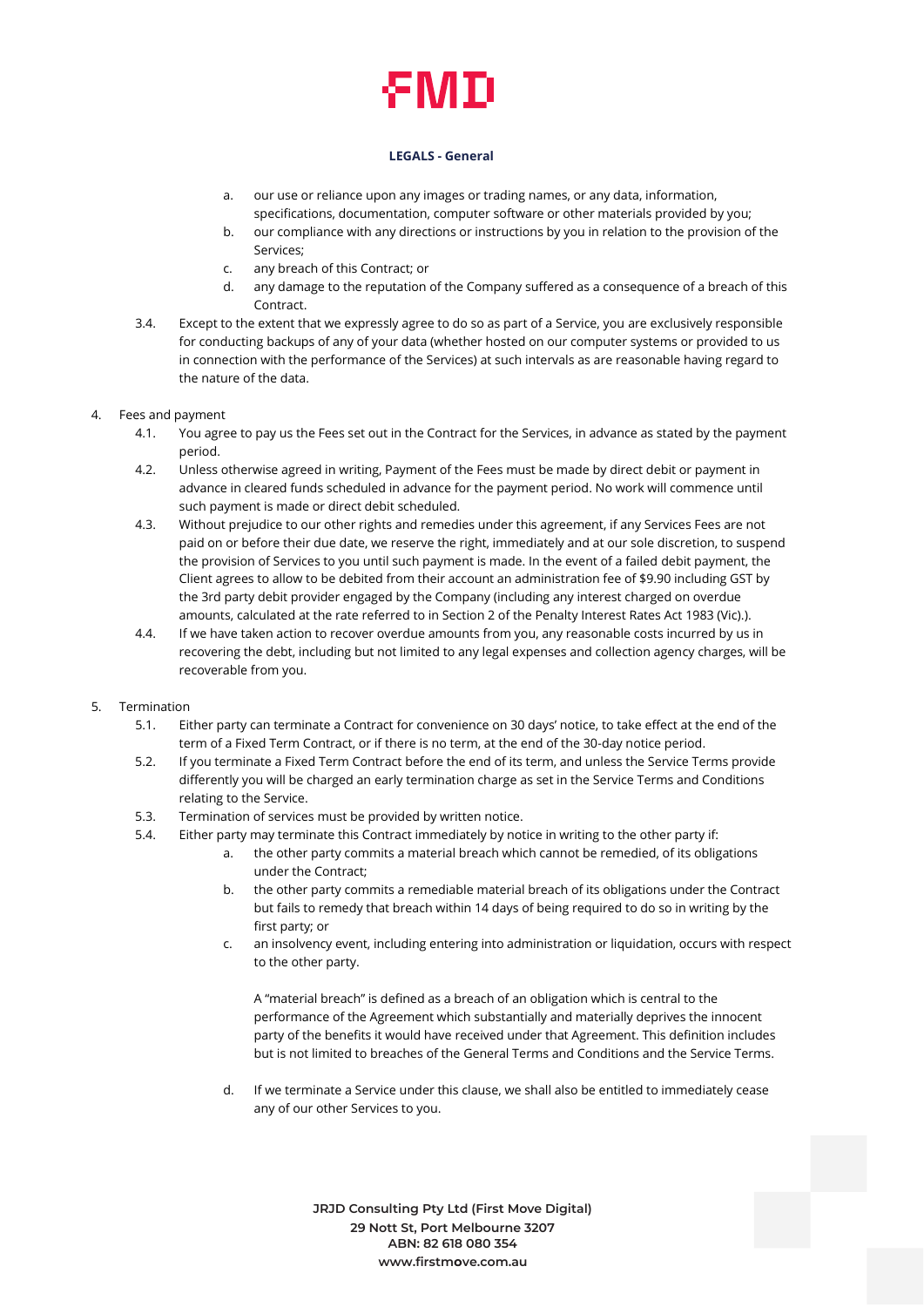a. our use or reliance upon any images or trading names, or any data, information, specifications, documentation, computer software or other materials provided by you;
b. our compliance with any directions or instructions by you in relation to the provision of the Services;
c. any breach of this Contract; or
d. any damage to the reputation of the Company suffered as a consequence of a breach of this Contract.

3.4. Except to the extent that we expressly agree to do so as part of a Service, you are exclusively responsible for conducting backups of any of your data (whether hosted on our computer systems or provided to us in connection with the performance of the Services) at such intervals as are reasonable having regard to the nature of the data.

4. Fees and payment

4.1. You agree to pay us the Fees set out in the Contract for the Services, in advance as stated by the payment period.

4.2. Unless otherwise agreed in writing, Payment of the Fees must be made by direct debit or payment in advance in cleared funds scheduled in advance for the payment period. No work will commence until such payment is made or direct debit scheduled.

4.3. Without prejudice to our other rights and remedies under this agreement, if any Services Fees are not paid on or before their due date, we reserve the right, immediately and at our sole discretion, to suspend the provision of Services to you until such payment is made. In the event of a failed debit payment, the Client agrees to allow to be debited from their account an administration fee of $9.90 including GST by the 3rd party debit provider engaged by the Company (including any interest charged on overdue amounts, calculated at the rate referred to in Section 2 of the Penalty Interest Rates Act 1983 (Vic).).

4.4. If we have taken action to recover overdue amounts from you, any reasonable costs incurred by us in recovering the debt, including but not limited to any legal expenses and collection agency charges, will be recoverable from you.

5. Termination

5.1. Either party can terminate a Contract for convenience on 30 days' notice, to take effect at the end of the term of a Fixed Term Contract, or if there is no term, at the end of the 30-day notice period.

5.2. If you terminate a Fixed Term Contract before the end of its term, and unless the Service Terms provide differently you will be charged an early termination charge as set in the Service Terms and Conditions relating to the Service.

5.3. Termination of services must be provided by written notice.

5.4. Either party may terminate this Contract immediately by notice in writing to the other party if:

a. the other party commits a material breach which cannot be remedied, of its obligations under the Contract;
b. the other party commits a remediable material breach of its obligations under the Contract but fails to remedy that breach within 14 days of being required to do so in writing by the first party; or
c. an insolvency event, including entering into administration or liquidation, occurs with respect to the other party.

   A "material breach" is defined as a breach of an obligation which is central to the performance of the Agreement which substantially and materially deprives the innocent party of the benefits it would have received under that Agreement. This definition includes but is not limited to breaches of the General Terms and Conditions and the Service Terms.

d. If we terminate a Service under this clause, we shall also be entitled to immediately cease any of our other Services to you.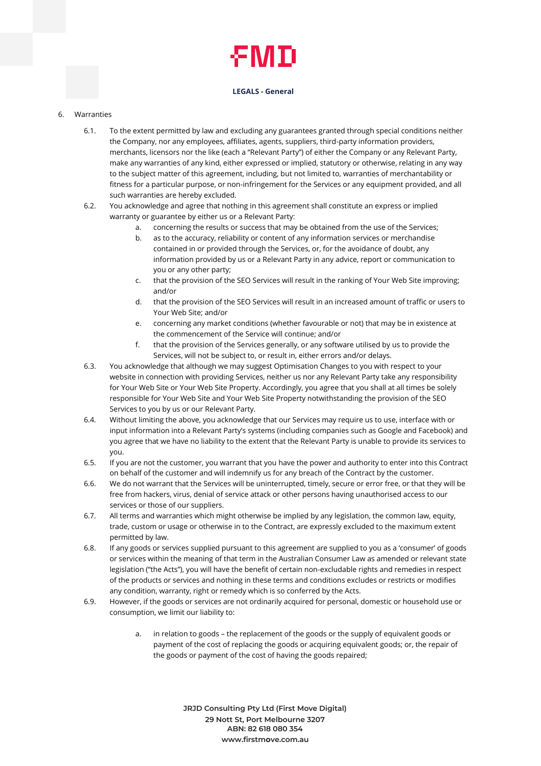6. Warranties

   6.1. To the extent permitted by law and excluding any guarantees granted through special conditions neither the Company, nor any employees, affiliates, agents, suppliers, third-party information providers, merchants, licensors nor the like (each a "Relevant Party") of either the Company or any Relevant Party, make any warranties of any kind, either expressed or implied, statutory or otherwise, relating in any way to the subject matter of this agreement, including, but not limited to, warranties of merchantability or fitness for a particular purpose, or non-infringement for the Services or any equipment provided, and all such warranties are hereby excluded.

   6.2. You acknowledge and agree that nothing in this agreement shall constitute an express or implied warranty or guarantee by either us or a Relevant Party:

      a. concerning the results or success that may be obtained from the use of the Services;

      b. as to the accuracy, reliability or content of any information services or merchandise contained in or provided through the Services, or, for the avoidance of doubt, any information provided by us or a Relevant Party in any advice, report or communication to you or any other party;

      c. that the provision of the SEO Services will result in the ranking of Your Web Site improving; and/or

      d. that the provision of the SEO Services will result in an increased amount of traffic or users to Your Web Site; and/or

      e. concerning any market conditions (whether favourable or not) that may be in existence at the commencement of the Service will continue; and/or

      f. that the provision of the Services generally, or any software utilised by us to provide the Services, will not be subject to, or result in, either errors and/or delays.

   6.3. You acknowledge that although we may suggest Optimisation Changes to you with respect to your website in connection with providing Services, neither us nor any Relevant Party take any responsibility for Your Web Site or Your Web Site Property. Accordingly, you agree that you shall at all times be solely responsible for Your Web Site and Your Web Site Property notwithstanding the provision of the SEO Services to you by us or our Relevant Party.

   6.4. Without limiting the above, you acknowledge that our Services may require us to use, interface with or input information into a Relevant Party's systems (including companies such as Google and Facebook) and you agree that we have no liability to the extent that the Relevant Party is unable to provide its services to you.

   6.5. If you are not the customer, you warrant that you have the power and authority to enter into this Contract on behalf of the customer and will indemnify us for any breach of the Contract by the customer.

   6.6. We do not warrant that the Services will be uninterrupted, timely, secure or error free, or that they will be free from hackers, virus, denial of service attack or other persons having unauthorised access to our services or those of our suppliers.

   6.7. All terms and warranties which might otherwise be implied by any legislation, the common law, equity, trade, custom or usage or otherwise in to the Contract, are expressly excluded to the maximum extent permitted by law.

   6.8. If any goods or services supplied pursuant to this agreement are supplied to you as a 'consumer' of goods or services within the meaning of that term in the Australian Consumer Law as amended or relevant state legislation ("the Acts"), you will have the benefit of certain non-excludable rights and remedies in respect of the products or services and nothing in these terms and conditions excludes or restricts or modifies any condition, warranty, right or remedy which is so conferred by the Acts.

   6.9. However, if the goods or services are not ordinarily acquired for personal, domestic or household use or consumption, we limit our liability to:

      a. in relation to goods – the replacement of the goods or the supply of equivalent goods or payment of the cost of replacing the goods or acquiring equivalent goods; or, the repair of the goods or payment of the cost of having the goods repaired;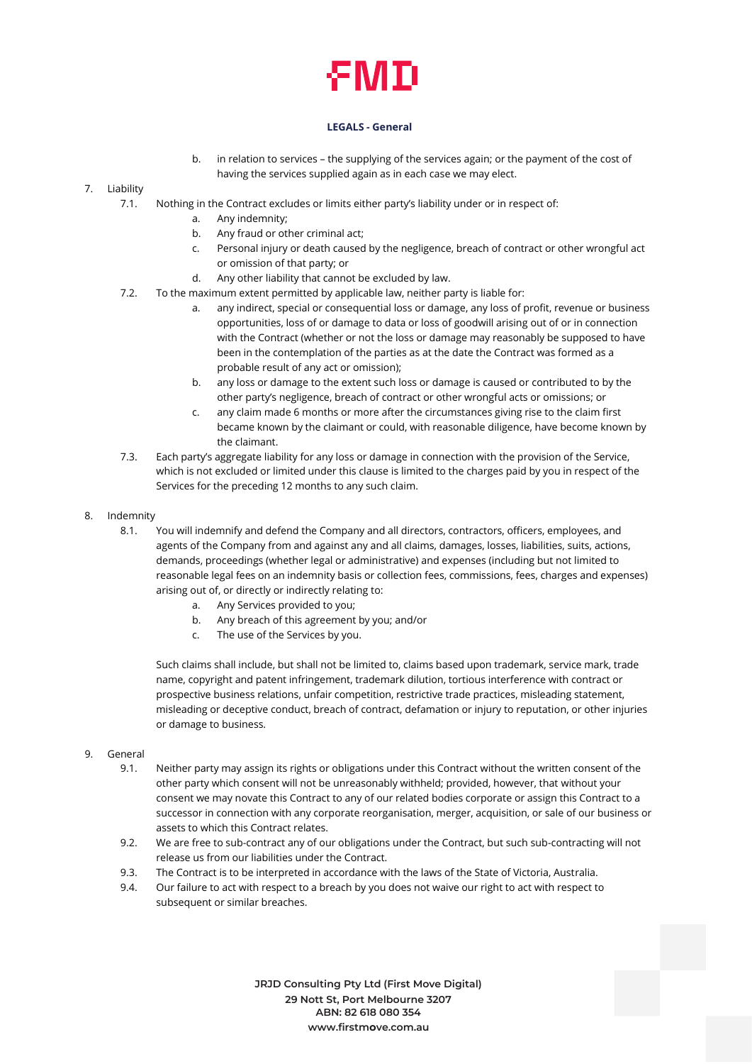b. in relation to services – the supplying of the services again; or the payment of the cost of having the services supplied again as in each case we may elect.

7. Liability
   - 7.1. Nothing in the Contract excludes or limits either party's liability under or in respect of:
     - a. Any indemnity;
     - b. Any fraud or other criminal act;
     - c. Personal injury or death caused by the negligence, breach of contract or other wrongful act or omission of that party; or
     - d. Any other liability that cannot be excluded by law.
   - 7.2. To the maximum extent permitted by applicable law, neither party is liable for:
     - a. any indirect, special or consequential loss or damage, any loss of profit, revenue or business opportunities, loss of or damage to data or loss of goodwill arising out of or in connection with the Contract (whether or not the loss or damage may reasonably be supposed to have been in the contemplation of the parties as at the date the Contract was formed as a probable result of any act or omission);
     - b. any loss or damage to the extent such loss or damage is caused or contributed to by the other party's negligence, breach of contract or other wrongful acts or omissions; or
     - c. any claim made 6 months or more after the circumstances giving rise to the claim first became known by the claimant or could, with reasonable diligence, have become known by the claimant.
   - 7.3. Each party's aggregate liability for any loss or damage in connection with the provision of the Service, which is not excluded or limited under this clause is limited to the charges paid by you in respect of the Services for the preceding 12 months to any such claim.

8. Indemnity
   - 8.1. You will indemnify and defend the Company and all directors, contractors, officers, employees, and agents of the Company from and against any and all claims, damages, losses, liabilities, suits, actions, demands, proceedings (whether legal or administrative) and expenses (including but not limited to reasonable legal fees on an indemnity basis or collection fees, commissions, fees, charges and expenses) arising out of, or directly or indirectly relating to:
     - a. Any Services provided to you;
     - b. Any breach of this agreement by you; and/or
     - c. The use of the Services by you.

     Such claims shall include, but shall not be limited to, claims based upon trademark, service mark, trade name, copyright and patent infringement, trademark dilution, tortious interference with contract or prospective business relations, unfair competition, restrictive trade practices, misleading statement, misleading or deceptive conduct, breach of contract, defamation or injury to reputation, or other injuries or damage to business.

9. General
   - 9.1. Neither party may assign its rights or obligations under this Contract without the written consent of the other party which consent will not be unreasonably withheld; provided, however, that without your consent we may novate this Contract to any of our related bodies corporate or assign this Contract to a successor in connection with any corporate reorganisation, merger, acquisition, or sale of our business or assets to which this Contract relates.
   - 9.2. We are free to sub-contract any of our obligations under the Contract, but such sub-contracting will not release us from our liabilities under the Contract.
   - 9.3. The Contract is to be interpreted in accordance with the laws of the State of Victoria, Australia.
   - 9.4. Our failure to act with respect to a breach by you does not waive our right to act with respect to subsequent or similar breaches.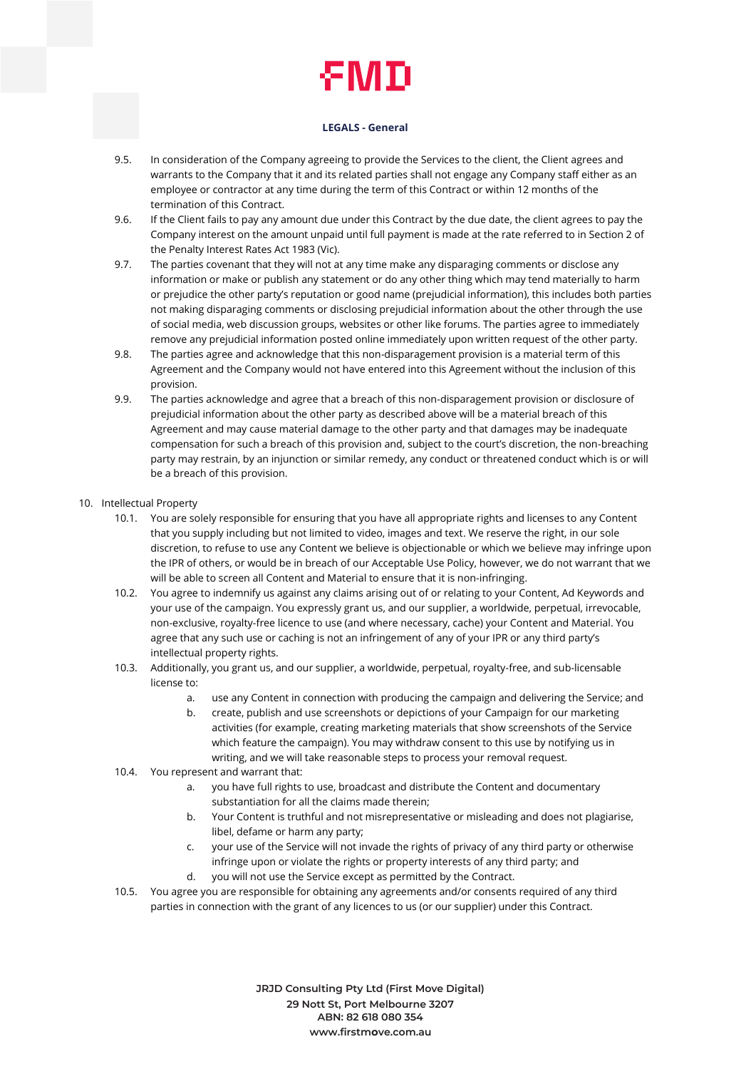9.5. In consideration of the Company agreeing to provide the Services to the client, the Client agrees and warrants to the Company that it and its related parties shall not engage any Company staff either as an employee or contractor at any time during the term of this Contract or within 12 months of the termination of this Contract.

9.6. If the Client fails to pay any amount due under this Contract by the due date, the client agrees to pay the Company interest on the amount unpaid until full payment is made at the rate referred to in Section 2 of the Penalty Interest Rates Act 1983 (Vic).

9.7. The parties covenant that they will not at any time make any disparaging comments or disclose any information or make or publish any statement or do any other thing which may tend materially to harm or prejudice the other party's reputation or good name (prejudicial information), this includes both parties not making disparaging comments or disclosing prejudicial information about the other through the use of social media, web discussion groups, websites or other like forums. The parties agree to immediately remove any prejudicial information posted online immediately upon written request of the other party.

9.8. The parties agree and acknowledge that this non-disparagement provision is a material term of this Agreement and the Company would not have entered into this Agreement without the inclusion of this provision.

9.9. The parties acknowledge and agree that a breach of this non-disparagement provision or disclosure of prejudicial information about the other party as described above will be a material breach of this Agreement and may cause material damage to the other party and that damages may be inadequate compensation for such a breach of this provision and, subject to the court's discretion, the non-breaching party may restrain, by an injunction or similar remedy, any conduct or threatened conduct which is or will be a breach of this provision.

10. Intellectual Property

10.1. You are solely responsible for ensuring that you have all appropriate rights and licenses to any Content that you supply including but not limited to video, images and text. We reserve the right, in our sole discretion, to refuse to use any Content we believe is objectionable or which we believe may infringe upon the IPR of others, or would be in breach of our Acceptable Use Policy, however, we do not warrant that we will be able to screen all Content and Material to ensure that it is non-infringing.

10.2. You agree to indemnify us against any claims arising out of or relating to your Content, Ad Keywords and your use of the campaign. You expressly grant us, and our supplier, a worldwide, perpetual, irrevocable, non-exclusive, royalty-free licence to use (and where necessary, cache) your Content and Material. You agree that any such use or caching is not an infringement of any of your IPR or any third party's intellectual property rights.

10.3. Additionally, you grant us, and our supplier, a worldwide, perpetual, royalty-free, and sub-licensable license to:

   a. use any Content in connection with producing the campaign and delivering the Service; and
   b. create, publish and use screenshots or depictions of your Campaign for our marketing activities (for example, creating marketing materials that show screenshots of the Service which feature the campaign). You may withdraw consent to this use by notifying us in writing, and we will take reasonable steps to process your removal request.

10.4. You represent and warrant that:

   a. you have full rights to use, broadcast and distribute the Content and documentary substantiation for all the claims made therein;
   b. Your Content is truthful and not misrepresentative or misleading and does not plagiarise, libel, defame or harm any party;
   c. your use of the Service will not invade the rights of privacy of any third party or otherwise infringe upon or violate the rights or property interests of any third party; and
   d. you will not use the Service except as permitted by the Contract.

10.5. You agree you are responsible for obtaining any agreements and/or consents required of any third parties in connection with the grant of any licences to us (or our supplier) under this Contract.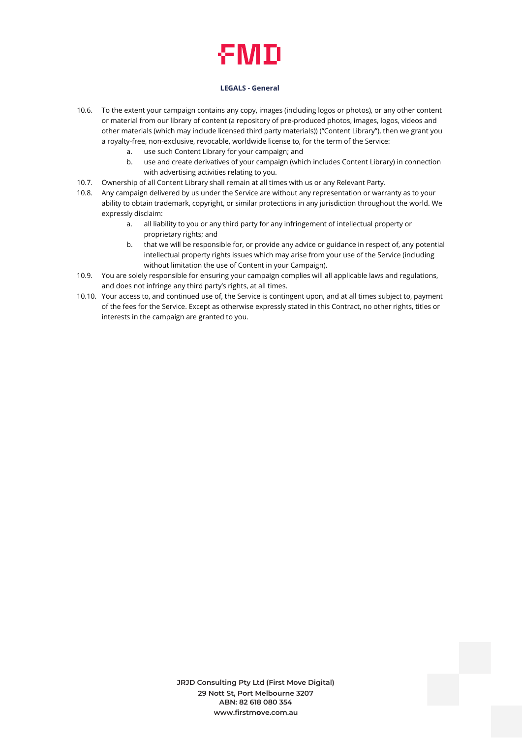**LEGALS - General**

10.6. To the extent your campaign contains any copy, images (including logos or photos), or any other content or material from our library of content (a repository of pre-produced photos, images, logos, videos and other materials (which may include licensed third party materials)) ("Content Library"), then we grant you a royalty-free, non-exclusive, revocable, worldwide license to, for the term of the Service:

   a. use such Content Library for your campaign; and
   b. use and create derivatives of your campaign (which includes Content Library) in connection with advertising activities relating to you.

10.7. Ownership of all Content Library shall remain at all times with us or any Relevant Party.

10.8. Any campaign delivered by us under the Service are without any representation or warranty as to your ability to obtain trademark, copyright, or similar protections in any jurisdiction throughout the world. We expressly disclaim:

   a. all liability to you or any third party for any infringement of intellectual property or proprietary rights; and
   b. that we will be responsible for, or provide any advice or guidance in respect of, any potential intellectual property rights issues which may arise from your use of the Service (including without limitation the use of Content in your Campaign).

10.9. You are solely responsible for ensuring your campaign complies will all applicable laws and regulations, and does not infringe any third party's rights, at all times.

10.10. Your access to, and continued use of, the Service is contingent upon, and at all times subject to, payment of the fees for the Service. Except as otherwise expressly stated in this Contract, no other rights, titles or interests in the campaign are granted to you.